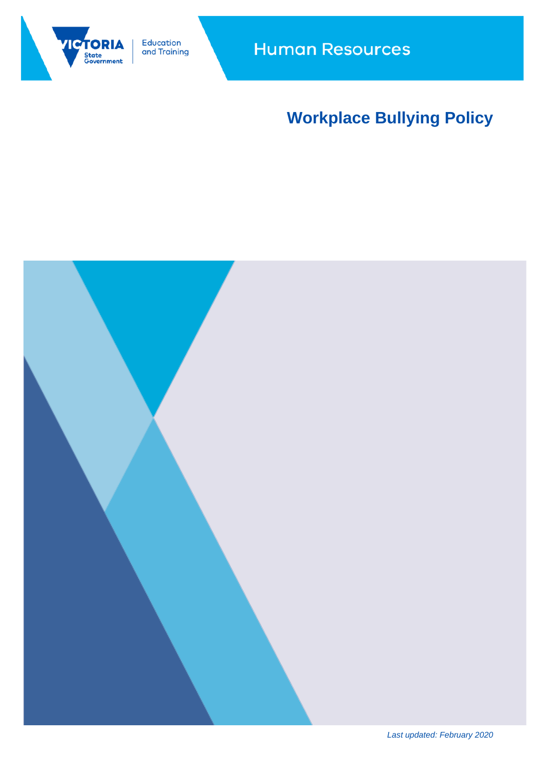Human Resources

# Workplace Bullying Policy

*Last updated: February 2020*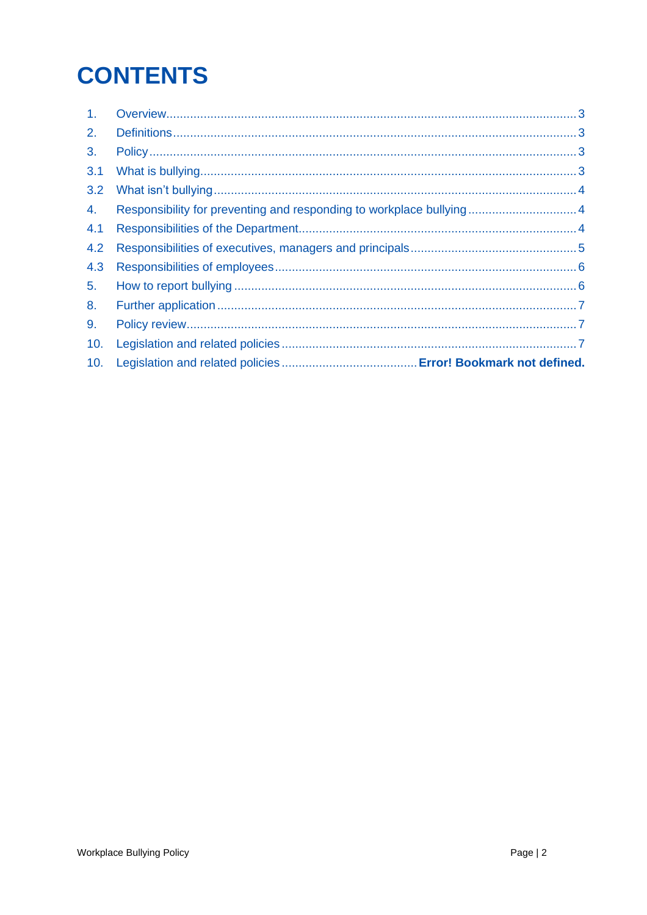# CONTENTS

1. Overview........................................................................................................................3
2. Definitions.....................................................................................................................3
3. Policy............................................................................................................................3
3.1 What is bullying.............................................................................................................3
3.2 What isn't bullying.........................................................................................................4
4. Responsibility for preventing and responding to workplace bullying...............................4
4.1 Responsibilities of the Department.................................................................................4
4.2 Responsibilities of executives, managers and principals................................................5
4.3 Responsibilities of employees.......................................................................................6
5. How to report bullying...................................................................................................6
8. Further application........................................................................................................7
9. Policy review.................................................................................................................7
10. Legislation and related policies.....................................................................................7
10. Legislation and related policies....................................... **Error! Bookmark not defined.**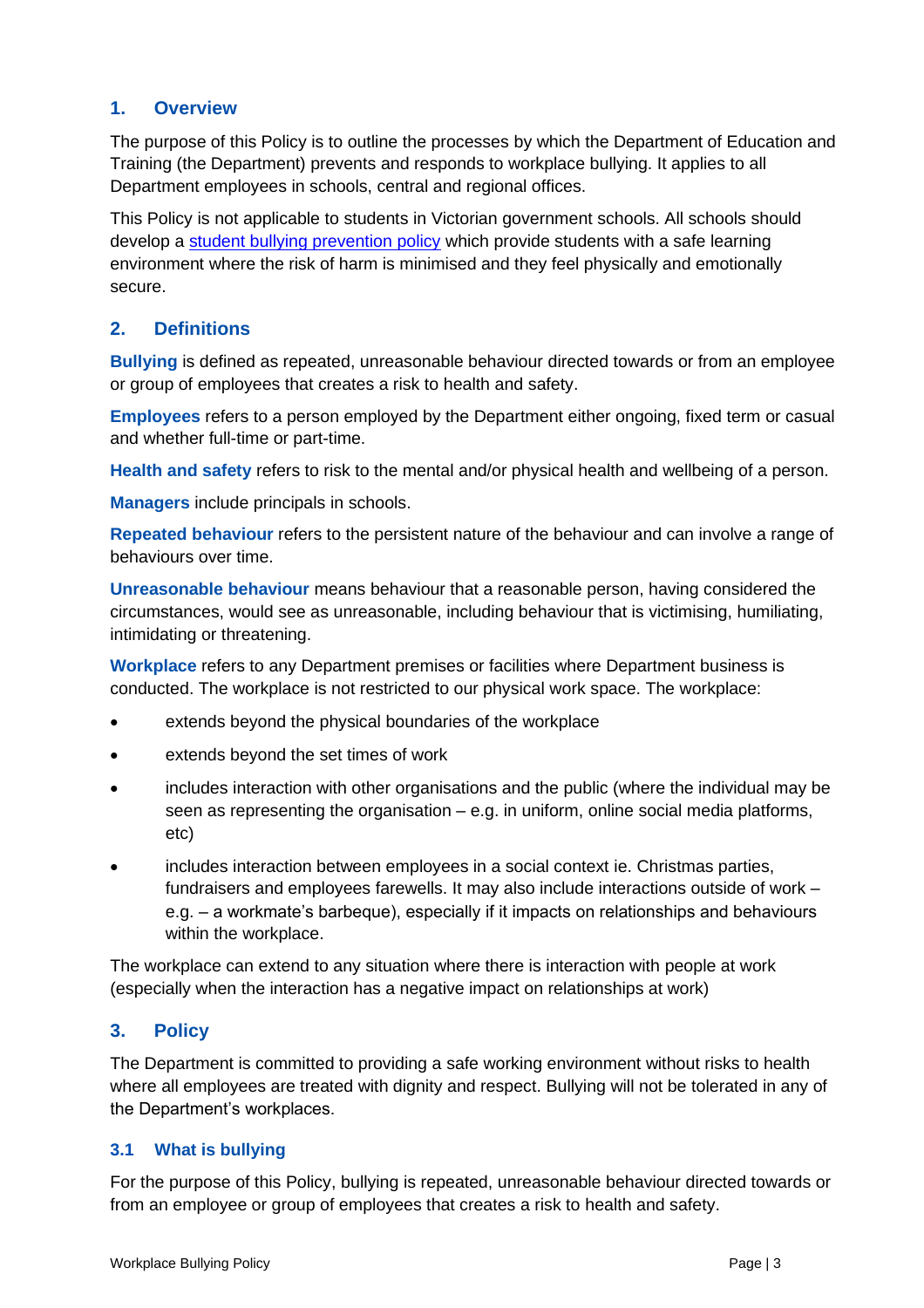## 1. Overview

The purpose of this Policy is to outline the processes by which the Department of Education and Training (the Department) prevents and responds to workplace bullying. It applies to all Department employees in schools, central and regional offices.

This Policy is not applicable to students in Victorian government schools. All schools should develop a student bullying prevention policy which provide students with a safe learning environment where the risk of harm is minimised and they feel physically and emotionally secure.

## 2. Definitions

**Bullying** is defined as repeated, unreasonable behaviour directed towards or from an employee or group of employees that creates a risk to health and safety.

**Employees** refers to a person employed by the Department either ongoing, fixed term or casual and whether full-time or part-time.

**Health and safety** refers to risk to the mental and/or physical health and wellbeing of a person.

**Managers** include principals in schools.

**Repeated behaviour** refers to the persistent nature of the behaviour and can involve a range of behaviours over time.

**Unreasonable behaviour** means behaviour that a reasonable person, having considered the circumstances, would see as unreasonable, including behaviour that is victimising, humiliating, intimidating or threatening.

**Workplace** refers to any Department premises or facilities where Department business is conducted. The workplace is not restricted to our physical work space. The workplace:

- extends beyond the physical boundaries of the workplace
- extends beyond the set times of work
- includes interaction with other organisations and the public (where the individual may be seen as representing the organisation – e.g. in uniform, online social media platforms, etc)
- includes interaction between employees in a social context ie. Christmas parties, fundraisers and employees farewells. It may also include interactions outside of work – e.g. – a workmate's barbeque), especially if it impacts on relationships and behaviours within the workplace.

The workplace can extend to any situation where there is interaction with people at work (especially when the interaction has a negative impact on relationships at work)

## 3. Policy

The Department is committed to providing a safe working environment without risks to health where all employees are treated with dignity and respect. Bullying will not be tolerated in any of the Department's workplaces.

### 3.1 What is bullying

For the purpose of this Policy, bullying is repeated, unreasonable behaviour directed towards or from an employee or group of employees that creates a risk to health and safety.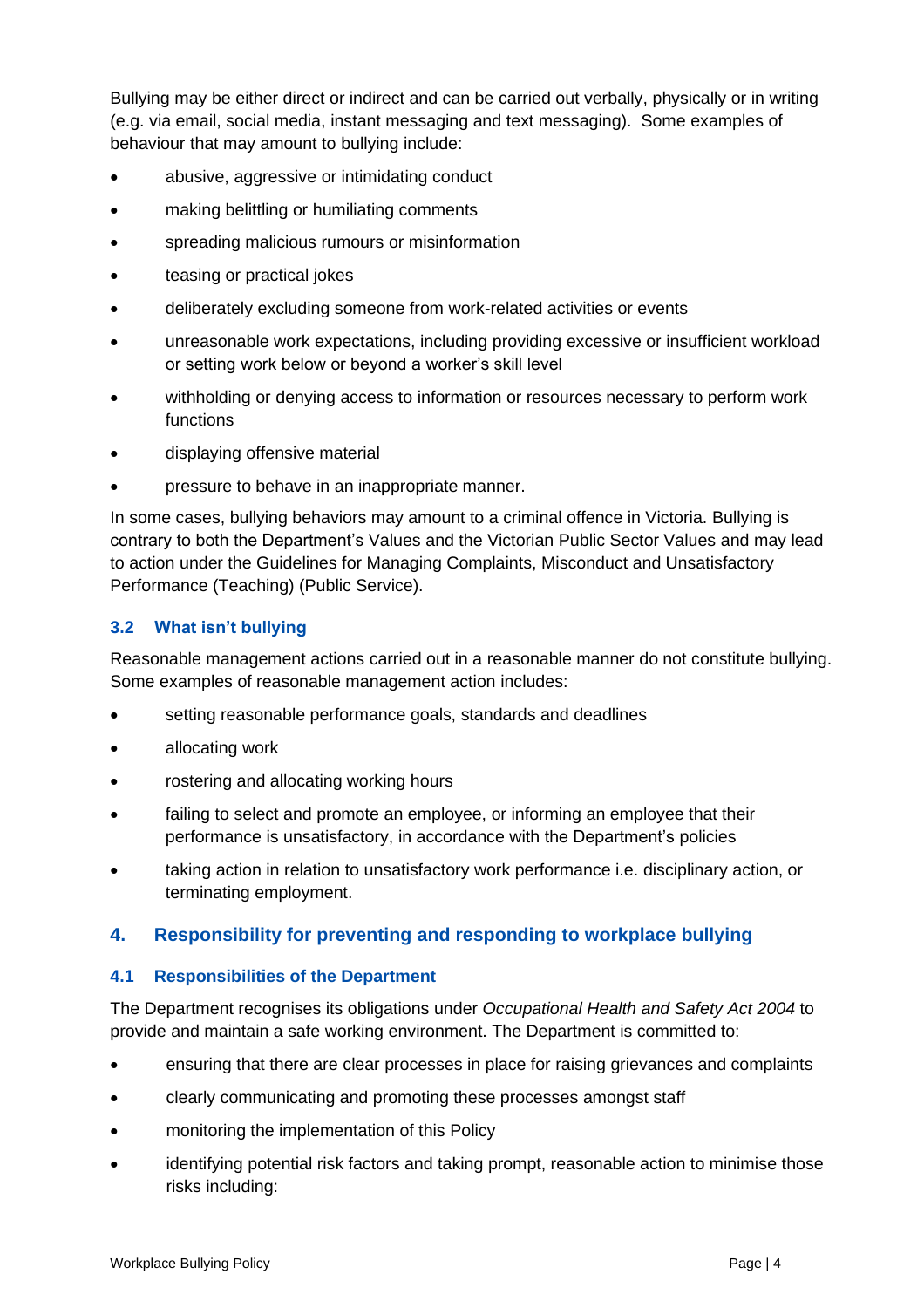Bullying may be either direct or indirect and can be carried out verbally, physically or in writing (e.g. via email, social media, instant messaging and text messaging). Some examples of behaviour that may amount to bullying include:

- abusive, aggressive or intimidating conduct
- making belittling or humiliating comments
- spreading malicious rumours or misinformation
- teasing or practical jokes
- deliberately excluding someone from work-related activities or events
- unreasonable work expectations, including providing excessive or insufficient workload or setting work below or beyond a worker's skill level
- withholding or denying access to information or resources necessary to perform work functions
- displaying offensive material
- pressure to behave in an inappropriate manner.

In some cases, bullying behaviors may amount to a criminal offence in Victoria. Bullying is contrary to both the Department's Values and the Victorian Public Sector Values and may lead to action under the Guidelines for Managing Complaints, Misconduct and Unsatisfactory Performance (Teaching) (Public Service).

### 3.2 What isn't bullying

Reasonable management actions carried out in a reasonable manner do not constitute bullying. Some examples of reasonable management action includes:

- setting reasonable performance goals, standards and deadlines
- allocating work
- rostering and allocating working hours
- failing to select and promote an employee, or informing an employee that their performance is unsatisfactory, in accordance with the Department's policies
- taking action in relation to unsatisfactory work performance i.e. disciplinary action, or terminating employment.

## 4. Responsibility for preventing and responding to workplace bullying

### 4.1 Responsibilities of the Department

The Department recognises its obligations under *Occupational Health and Safety Act 2004* to provide and maintain a safe working environment. The Department is committed to:

- ensuring that there are clear processes in place for raising grievances and complaints
- clearly communicating and promoting these processes amongst staff
- monitoring the implementation of this Policy
- identifying potential risk factors and taking prompt, reasonable action to minimise those risks including: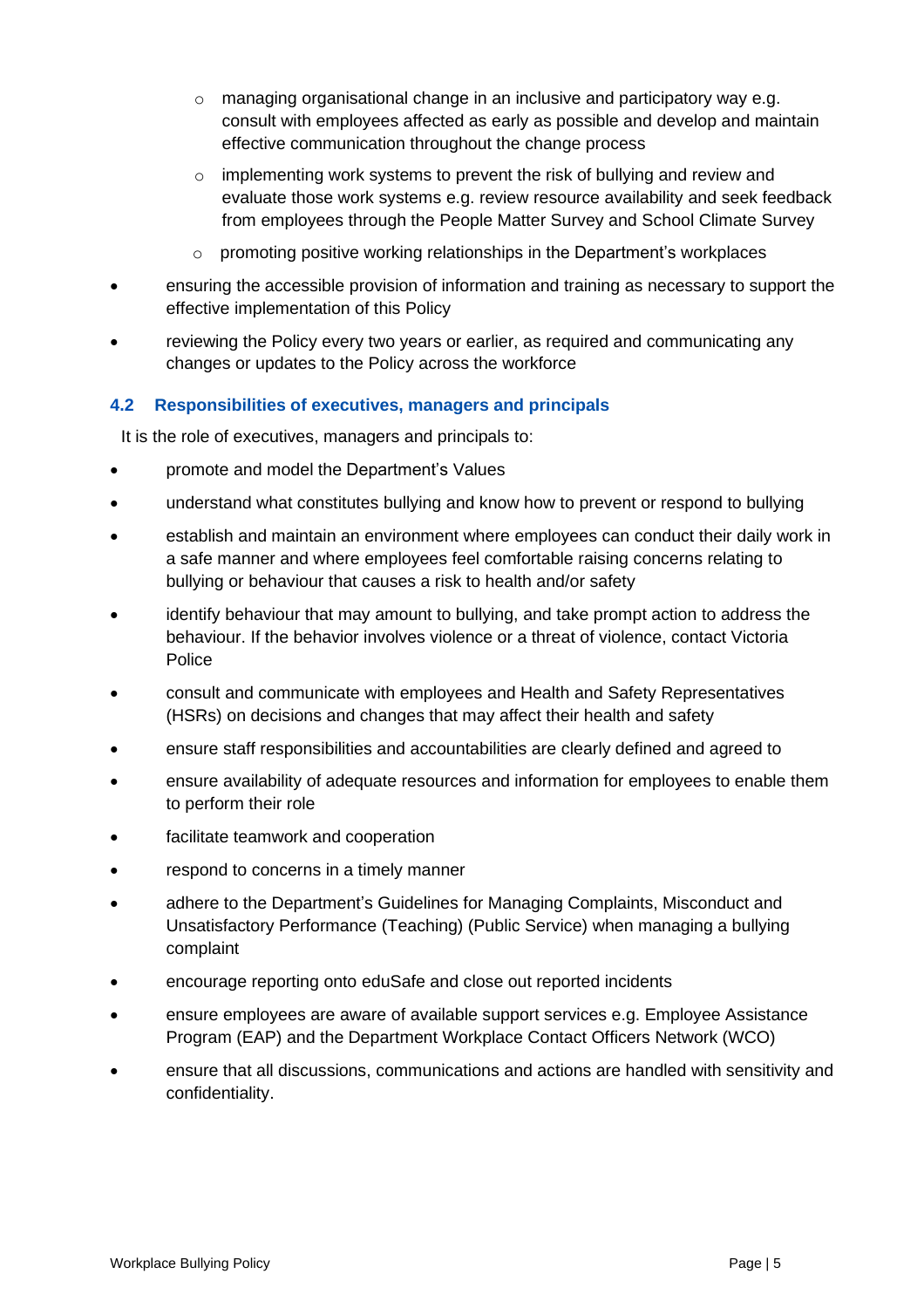- managing organisational change in an inclusive and participatory way e.g. consult with employees affected as early as possible and develop and maintain effective communication throughout the change process
  - implementing work systems to prevent the risk of bullying and review and evaluate those work systems e.g. review resource availability and seek feedback from employees through the People Matter Survey and School Climate Survey
  - promoting positive working relationships in the Department's workplaces
- ensuring the accessible provision of information and training as necessary to support the effective implementation of this Policy
- reviewing the Policy every two years or earlier, as required and communicating any changes or updates to the Policy across the workforce

### 4.2 Responsibilities of executives, managers and principals

It is the role of executives, managers and principals to:

- promote and model the Department's Values
- understand what constitutes bullying and know how to prevent or respond to bullying
- establish and maintain an environment where employees can conduct their daily work in a safe manner and where employees feel comfortable raising concerns relating to bullying or behaviour that causes a risk to health and/or safety
- identify behaviour that may amount to bullying, and take prompt action to address the behaviour. If the behavior involves violence or a threat of violence, contact Victoria Police
- consult and communicate with employees and Health and Safety Representatives (HSRs) on decisions and changes that may affect their health and safety
- ensure staff responsibilities and accountabilities are clearly defined and agreed to
- ensure availability of adequate resources and information for employees to enable them to perform their role
- facilitate teamwork and cooperation
- respond to concerns in a timely manner
- adhere to the Department's Guidelines for Managing Complaints, Misconduct and Unsatisfactory Performance (Teaching) (Public Service) when managing a bullying complaint
- encourage reporting onto eduSafe and close out reported incidents
- ensure employees are aware of available support services e.g. Employee Assistance Program (EAP) and the Department Workplace Contact Officers Network (WCO)
- ensure that all discussions, communications and actions are handled with sensitivity and confidentiality.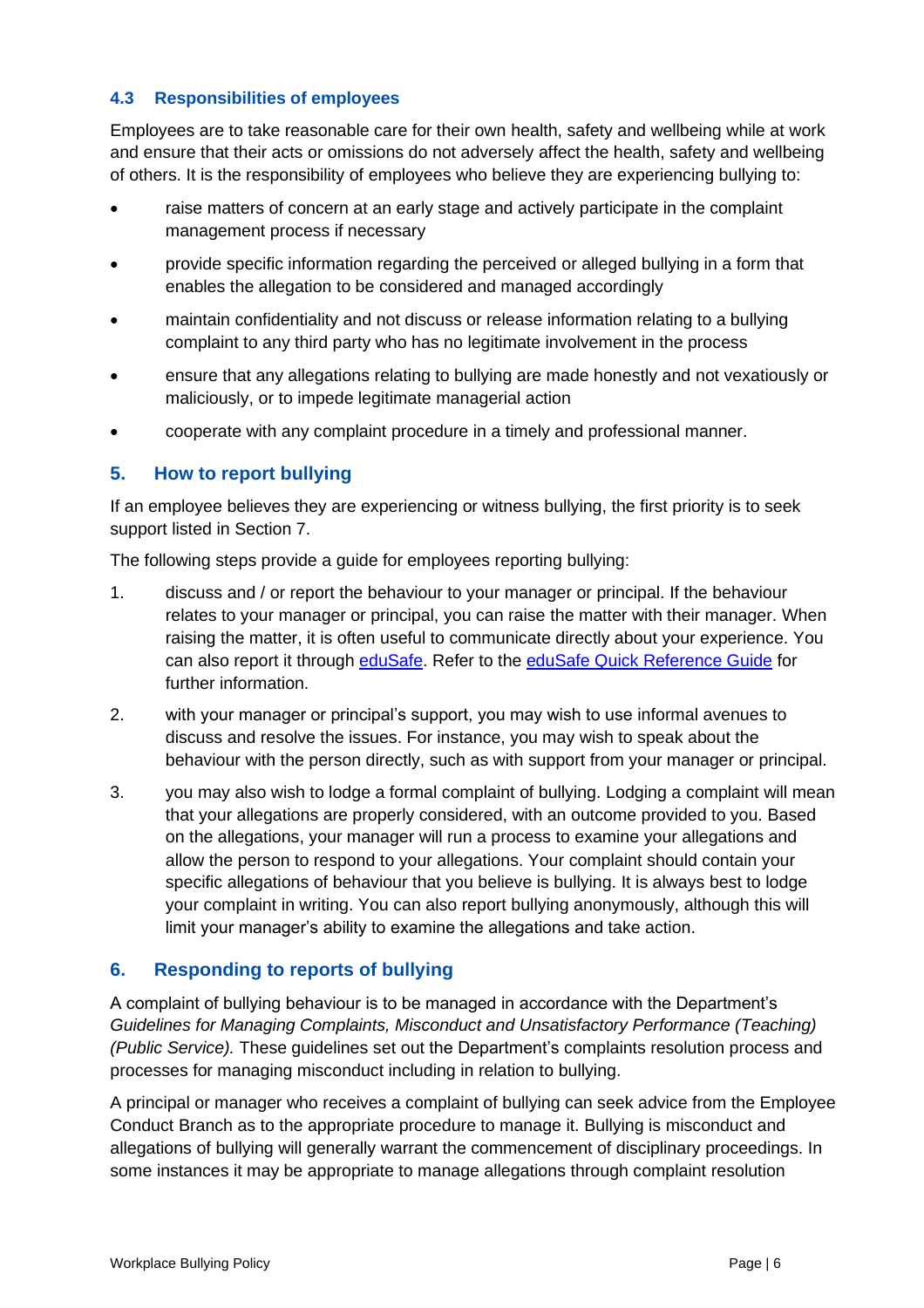### 4.3 Responsibilities of employees

Employees are to take reasonable care for their own health, safety and wellbeing while at work and ensure that their acts or omissions do not adversely affect the health, safety and wellbeing of others. It is the responsibility of employees who believe they are experiencing bullying to:

- raise matters of concern at an early stage and actively participate in the complaint management process if necessary
- provide specific information regarding the perceived or alleged bullying in a form that enables the allegation to be considered and managed accordingly
- maintain confidentiality and not discuss or release information relating to a bullying complaint to any third party who has no legitimate involvement in the process
- ensure that any allegations relating to bullying are made honestly and not vexatiously or maliciously, or to impede legitimate managerial action
- cooperate with any complaint procedure in a timely and professional manner.

## 5. How to report bullying

If an employee believes they are experiencing or witness bullying, the first priority is to seek support listed in Section 7.

The following steps provide a guide for employees reporting bullying:

1. discuss and / or report the behaviour to your manager or principal. If the behaviour relates to your manager or principal, you can raise the matter with their manager. When raising the matter, it is often useful to communicate directly about your experience. You can also report it through eduSafe. Refer to the eduSafe Quick Reference Guide for further information.
2. with your manager or principal's support, you may wish to use informal avenues to discuss and resolve the issues. For instance, you may wish to speak about the behaviour with the person directly, such as with support from your manager or principal.
3. you may also wish to lodge a formal complaint of bullying. Lodging a complaint will mean that your allegations are properly considered, with an outcome provided to you. Based on the allegations, your manager will run a process to examine your allegations and allow the person to respond to your allegations. Your complaint should contain your specific allegations of behaviour that you believe is bullying. It is always best to lodge your complaint in writing. You can also report bullying anonymously, although this will limit your manager's ability to examine the allegations and take action.

## 6. Responding to reports of bullying

A complaint of bullying behaviour is to be managed in accordance with the Department's *Guidelines for Managing Complaints, Misconduct and Unsatisfactory Performance (Teaching) (Public Service).* These guidelines set out the Department's complaints resolution process and processes for managing misconduct including in relation to bullying.

A principal or manager who receives a complaint of bullying can seek advice from the Employee Conduct Branch as to the appropriate procedure to manage it. Bullying is misconduct and allegations of bullying will generally warrant the commencement of disciplinary proceedings. In some instances it may be appropriate to manage allegations through complaint resolution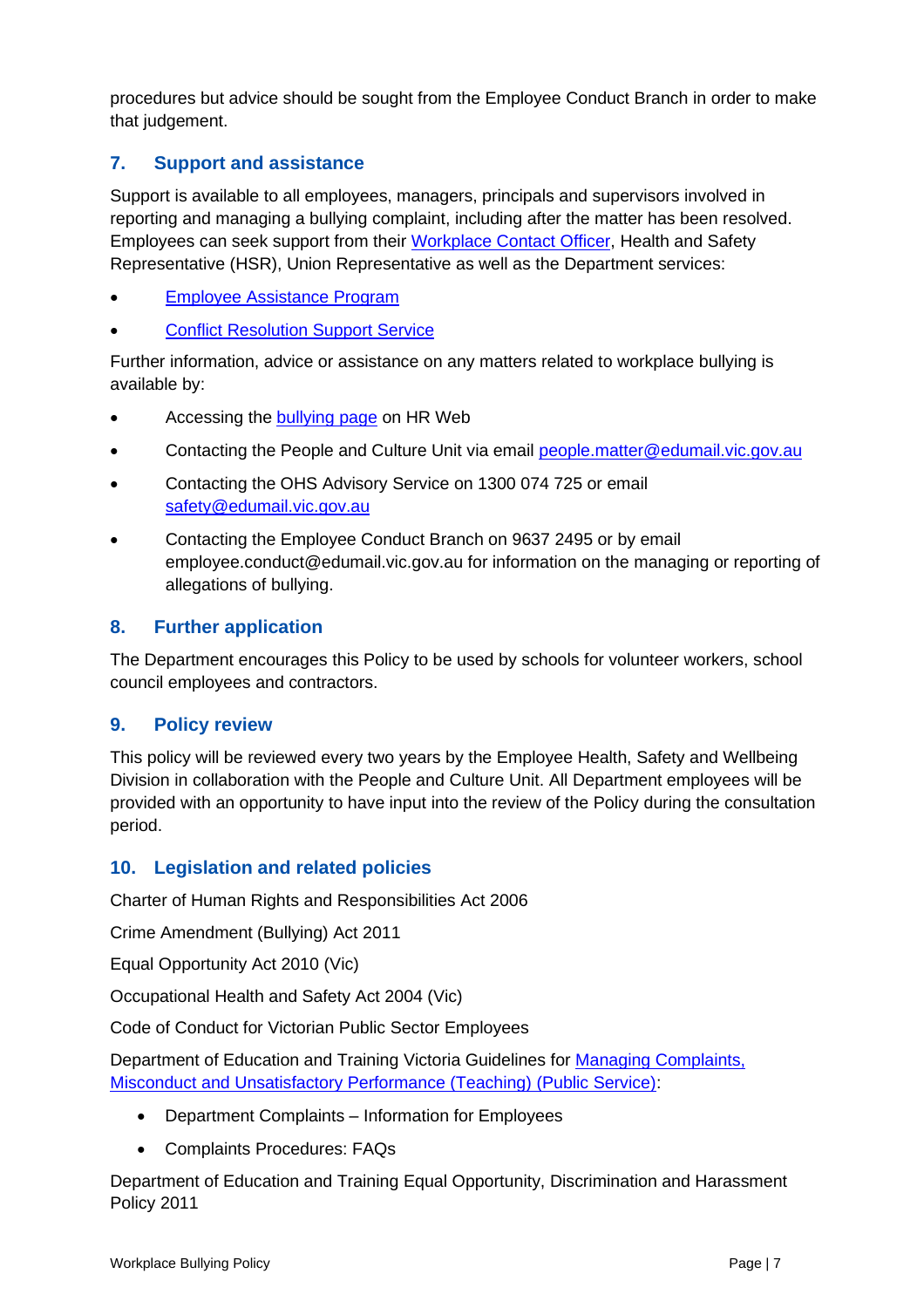procedures but advice should be sought from the Employee Conduct Branch in order to make that judgement.

## 7. Support and assistance

Support is available to all employees, managers, principals and supervisors involved in reporting and managing a bullying complaint, including after the matter has been resolved. Employees can seek support from their Workplace Contact Officer, Health and Safety Representative (HSR), Union Representative as well as the Department services:

- Employee Assistance Program
- Conflict Resolution Support Service

Further information, advice or assistance on any matters related to workplace bullying is available by:

- Accessing the bullying page on HR Web
- Contacting the People and Culture Unit via email people.matter@edumail.vic.gov.au
- Contacting the OHS Advisory Service on 1300 074 725 or email safety@edumail.vic.gov.au
- Contacting the Employee Conduct Branch on 9637 2495 or by email employee.conduct@edumail.vic.gov.au for information on the managing or reporting of allegations of bullying.

## 8. Further application

The Department encourages this Policy to be used by schools for volunteer workers, school council employees and contractors.

## 9. Policy review

This policy will be reviewed every two years by the Employee Health, Safety and Wellbeing Division in collaboration with the People and Culture Unit. All Department employees will be provided with an opportunity to have input into the review of the Policy during the consultation period.

## 10. Legislation and related policies

Charter of Human Rights and Responsibilities Act 2006

Crime Amendment (Bullying) Act 2011

Equal Opportunity Act 2010 (Vic)

Occupational Health and Safety Act 2004 (Vic)

Code of Conduct for Victorian Public Sector Employees

Department of Education and Training Victoria Guidelines for Managing Complaints, Misconduct and Unsatisfactory Performance (Teaching) (Public Service):

- Department Complaints – Information for Employees
- Complaints Procedures: FAQs

Department of Education and Training Equal Opportunity, Discrimination and Harassment Policy 2011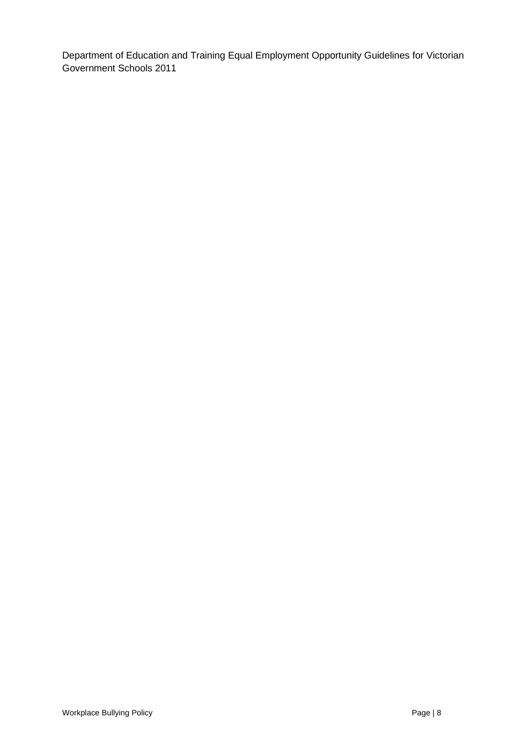Department of Education and Training Equal Employment Opportunity Guidelines for Victorian Government Schools 2011